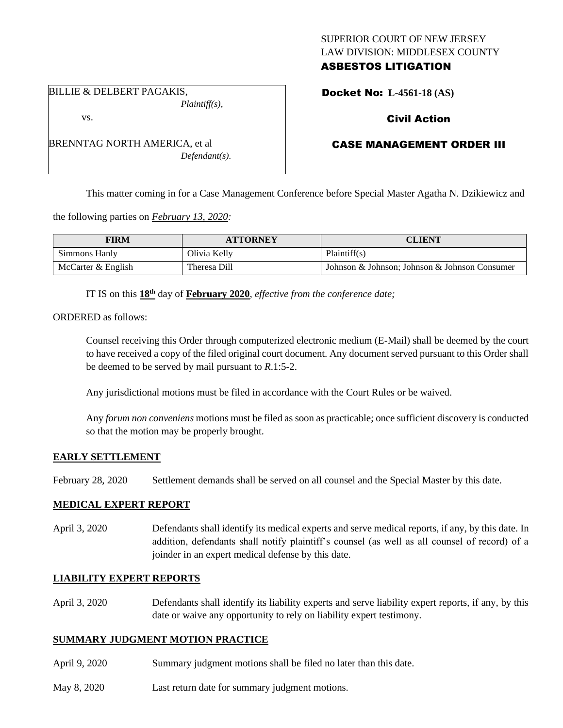SUPERIOR COURT OF NEW JERSEY
LAW DIVISION: MIDDLESEX COUNTY
**ASBESTOS LITIGATION**

BILLIE & DELBERT PAGAKIS,
*Plaintiff(s),*

vs.

BRENNTAG NORTH AMERICA, et al
*Defendant(s).*

**Docket No: L-4561-18 (AS)**

**Civil Action**

**CASE MANAGEMENT ORDER III**

This matter coming in for a Case Management Conference before Special Master Agatha N. Dzikiewicz and the following parties on *February 13, 2020:*

| FIRM | ATTORNEY | CLIENT |
|---|---|---|
| Simmons Hanly | Olivia Kelly | Plaintiff(s) |
| McCarter & English | Theresa Dill | Johnson & Johnson; Johnson & Johnson Consumer |

IT IS on this **18th** day of **February 2020**, *effective from the conference date;*

ORDERED as follows:

Counsel receiving this Order through computerized electronic medium (E-Mail) shall be deemed by the court to have received a copy of the filed original court document. Any document served pursuant to this Order shall be deemed to be served by mail pursuant to *R*.1:5-2.

Any jurisdictional motions must be filed in accordance with the Court Rules or be waived.

Any *forum non conveniens* motions must be filed as soon as practicable; once sufficient discovery is conducted so that the motion may be properly brought.

**EARLY SETTLEMENT**

February 28, 2020 Settlement demands shall be served on all counsel and the Special Master by this date.

**MEDICAL EXPERT REPORT**

April 3, 2020 Defendants shall identify its medical experts and serve medical reports, if any, by this date. In addition, defendants shall notify plaintiff's counsel (as well as all counsel of record) of a joinder in an expert medical defense by this date.

**LIABILITY EXPERT REPORTS**

April 3, 2020 Defendants shall identify its liability experts and serve liability expert reports, if any, by this date or waive any opportunity to rely on liability expert testimony.

**SUMMARY JUDGMENT MOTION PRACTICE**

April 9, 2020 Summary judgment motions shall be filed no later than this date.

May 8, 2020 Last return date for summary judgment motions.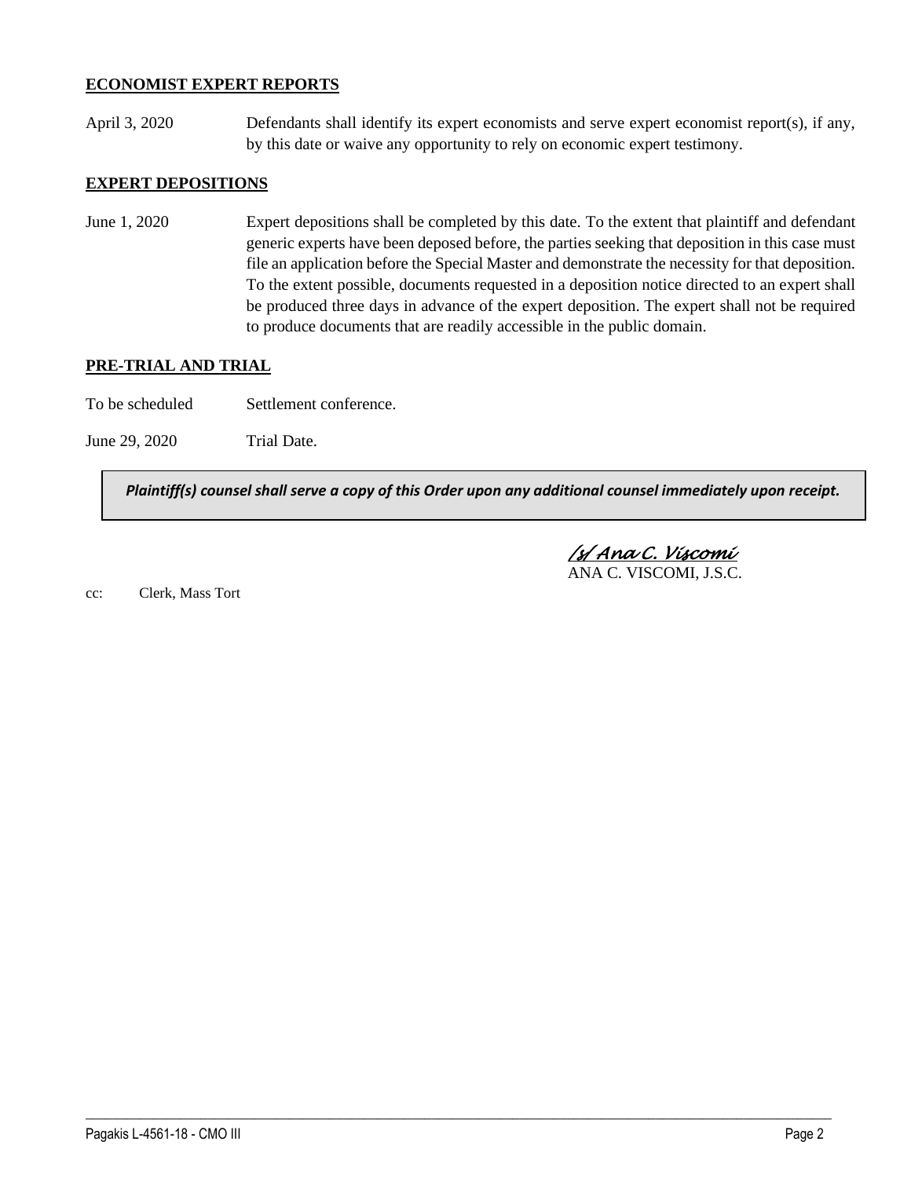**ECONOMIST EXPERT REPORTS**

| | |
|---|---|
| April 3, 2020 | Defendants shall identify its expert economists and serve expert economist report(s), if any, by this date or waive any opportunity to rely on economic expert testimony. |

**EXPERT DEPOSITIONS**

| | |
|---|---|
| June 1, 2020 | Expert depositions shall be completed by this date. To the extent that plaintiff and defendant generic experts have been deposed before, the parties seeking that deposition in this case must file an application before the Special Master and demonstrate the necessity for that deposition. To the extent possible, documents requested in a deposition notice directed to an expert shall be produced three days in advance of the expert deposition. The expert shall not be required to produce documents that are readily accessible in the public domain. |

**PRE-TRIAL AND TRIAL**

| | |
|---|---|
| To be scheduled | Settlement conference. |
| June 29, 2020 | Trial Date. |

***Plaintiff(s) counsel shall serve a copy of this Order upon any additional counsel immediately upon receipt.***

/s/ Ana C. Viscomi
ANA C. VISCOMI, J.S.C.

cc: Clerk, Mass Tort